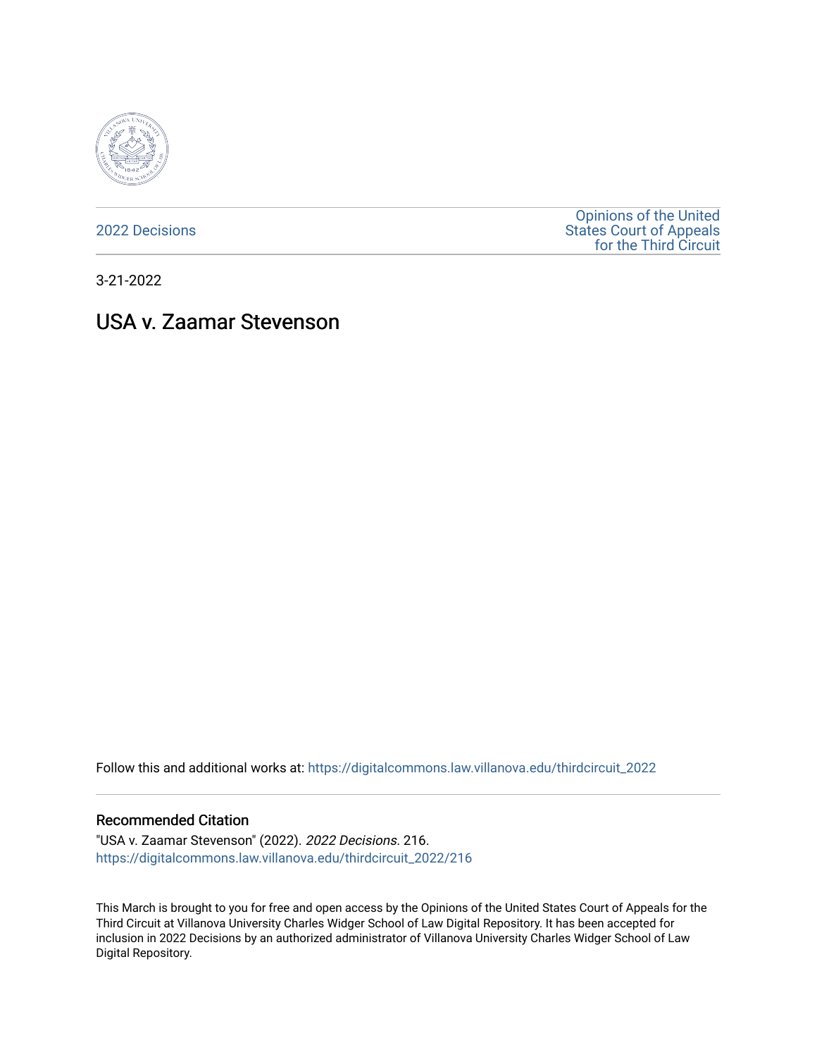2022 Decisions

Opinions of the United States Court of Appeals for the Third Circuit

3-21-2022

# USA v. Zaamar Stevenson

Follow this and additional works at: https://digitalcommons.law.villanova.edu/thirdcircuit_2022

### Recommended Citation

"USA v. Zaamar Stevenson" (2022). *2022 Decisions*. 216.
https://digitalcommons.law.villanova.edu/thirdcircuit_2022/216

This March is brought to you for free and open access by the Opinions of the United States Court of Appeals for the Third Circuit at Villanova University Charles Widger School of Law Digital Repository. It has been accepted for inclusion in 2022 Decisions by an authorized administrator of Villanova University Charles Widger School of Law Digital Repository.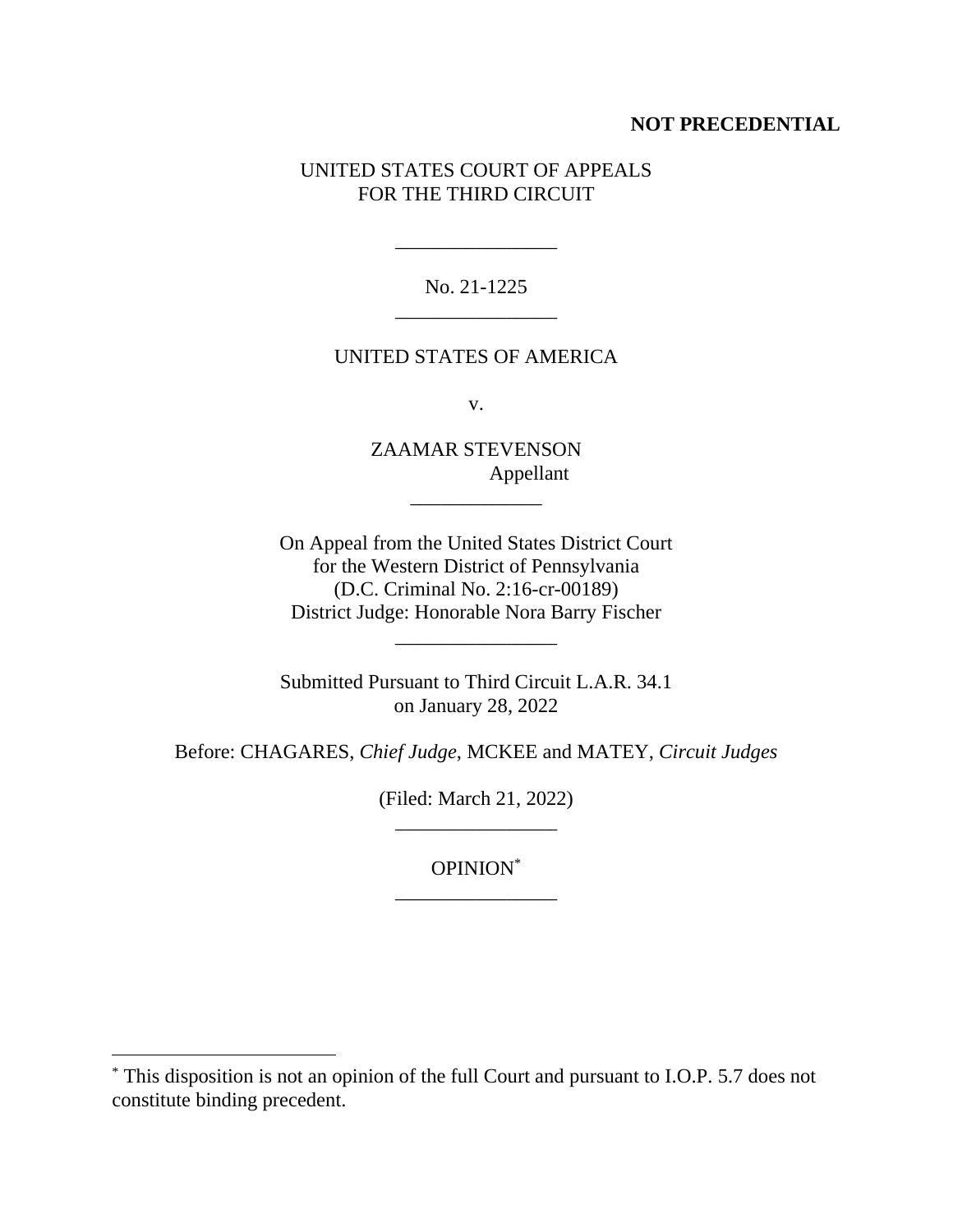**NOT PRECEDENTIAL**

UNITED STATES COURT OF APPEALS
FOR THE THIRD CIRCUIT

---

No. 21-1225

---

UNITED STATES OF AMERICA

v.

ZAAMAR STEVENSON
Appellant

---

On Appeal from the United States District Court
for the Western District of Pennsylvania
(D.C. Criminal No. 2:16-cr-00189)
District Judge: Honorable Nora Barry Fischer

---

Submitted Pursuant to Third Circuit L.A.R. 34.1
on January 28, 2022

Before: CHAGARES, *Chief Judge*, MCKEE and MATEY, *Circuit Judges*

(Filed: March 21, 2022)

---

OPINION[*]

---

[*] This disposition is not an opinion of the full Court and pursuant to I.O.P. 5.7 does not constitute binding precedent.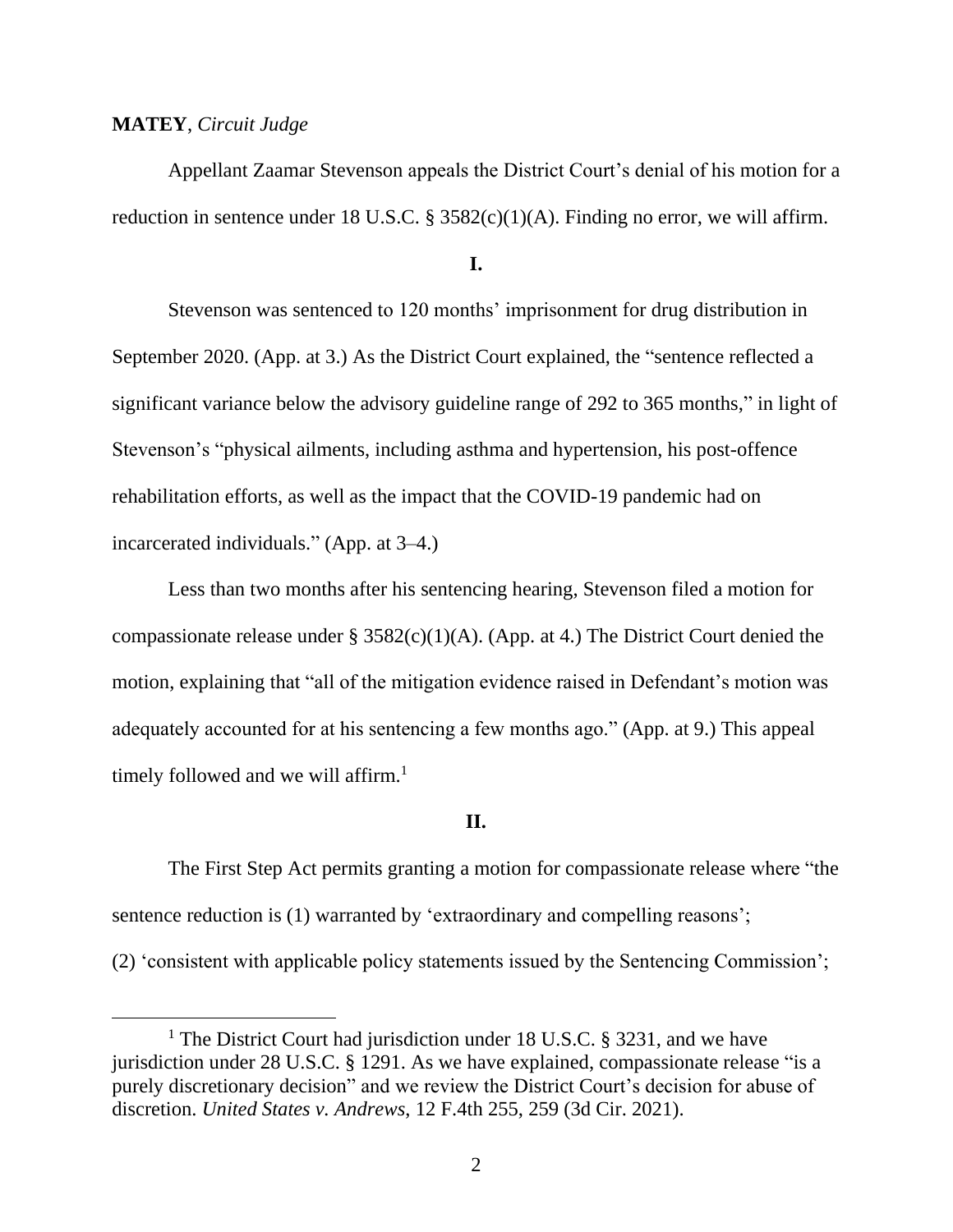**MATEY**, *Circuit Judge*

Appellant Zaamar Stevenson appeals the District Court's denial of his motion for a reduction in sentence under 18 U.S.C. § 3582(c)(1)(A). Finding no error, we will affirm.

**I.**

Stevenson was sentenced to 120 months' imprisonment for drug distribution in September 2020. (App. at 3.) As the District Court explained, the "sentence reflected a significant variance below the advisory guideline range of 292 to 365 months," in light of Stevenson's "physical ailments, including asthma and hypertension, his post-offence rehabilitation efforts, as well as the impact that the COVID-19 pandemic had on incarcerated individuals." (App. at 3–4.)

Less than two months after his sentencing hearing, Stevenson filed a motion for compassionate release under § 3582(c)(1)(A). (App. at 4.) The District Court denied the motion, explaining that "all of the mitigation evidence raised in Defendant's motion was adequately accounted for at his sentencing a few months ago." (App. at 9.) This appeal timely followed and we will affirm.[1]

**II.**

The First Step Act permits granting a motion for compassionate release where "the sentence reduction is (1) warranted by 'extraordinary and compelling reasons'; (2) 'consistent with applicable policy statements issued by the Sentencing Commission';

[1] The District Court had jurisdiction under 18 U.S.C. § 3231, and we have jurisdiction under 28 U.S.C. § 1291. As we have explained, compassionate release "is a purely discretionary decision" and we review the District Court's decision for abuse of discretion. *United States v. Andrews*, 12 F.4th 255, 259 (3d Cir. 2021).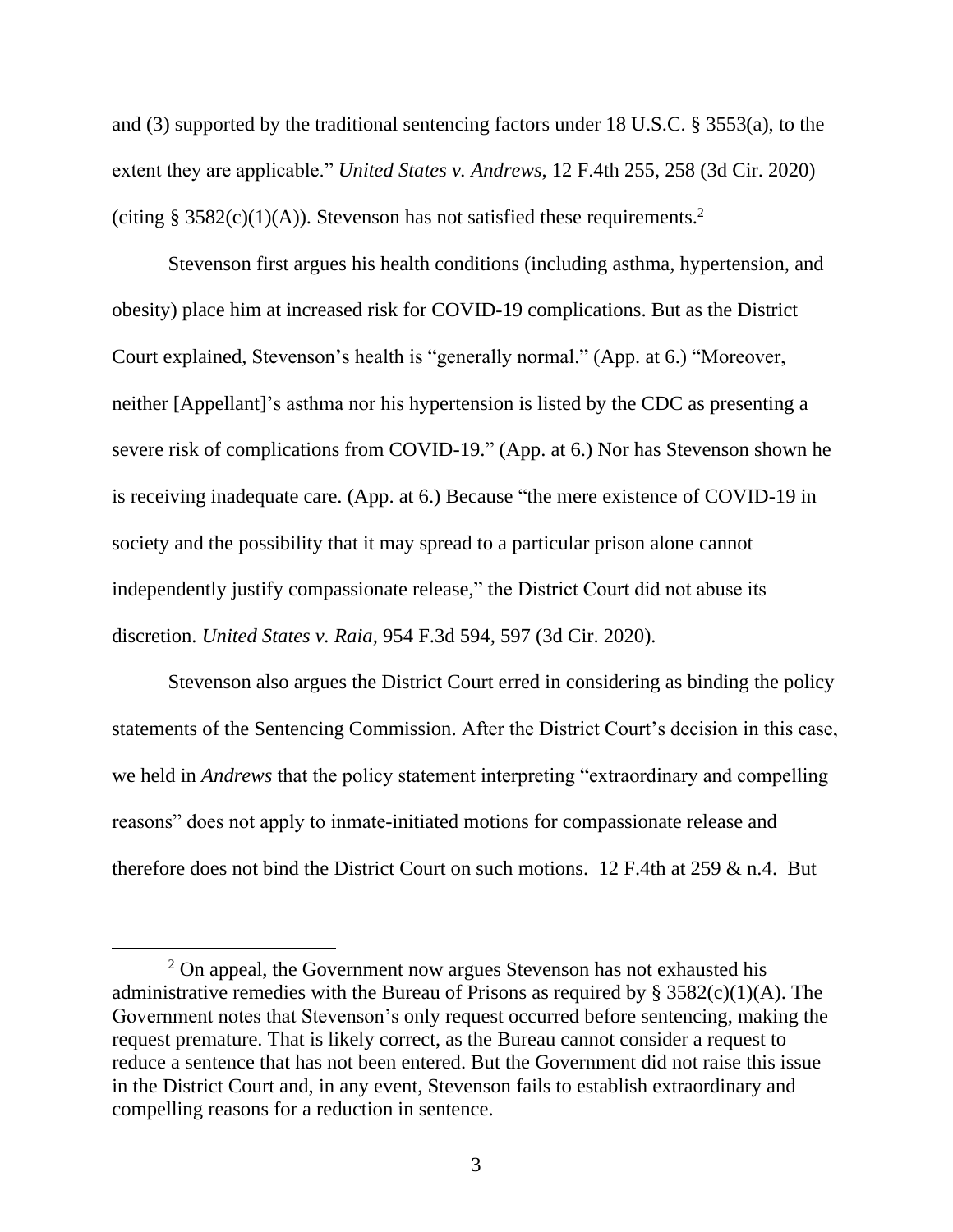and (3) supported by the traditional sentencing factors under 18 U.S.C. § 3553(a), to the extent they are applicable." *United States v. Andrews*, 12 F.4th 255, 258 (3d Cir. 2020) (citing § 3582(c)(1)(A)). Stevenson has not satisfied these requirements.[2]

Stevenson first argues his health conditions (including asthma, hypertension, and obesity) place him at increased risk for COVID-19 complications. But as the District Court explained, Stevenson's health is "generally normal." (App. at 6.) "Moreover, neither [Appellant]'s asthma nor his hypertension is listed by the CDC as presenting a severe risk of complications from COVID-19." (App. at 6.) Nor has Stevenson shown he is receiving inadequate care. (App. at 6.) Because "the mere existence of COVID-19 in society and the possibility that it may spread to a particular prison alone cannot independently justify compassionate release," the District Court did not abuse its discretion. *United States v. Raia*, 954 F.3d 594, 597 (3d Cir. 2020).

Stevenson also argues the District Court erred in considering as binding the policy statements of the Sentencing Commission. After the District Court's decision in this case, we held in *Andrews* that the policy statement interpreting "extraordinary and compelling reasons" does not apply to inmate-initiated motions for compassionate release and therefore does not bind the District Court on such motions. 12 F.4th at 259 & n.4. But

---

[2] On appeal, the Government now argues Stevenson has not exhausted his administrative remedies with the Bureau of Prisons as required by § 3582(c)(1)(A). The Government notes that Stevenson's only request occurred before sentencing, making the request premature. That is likely correct, as the Bureau cannot consider a request to reduce a sentence that has not been entered. But the Government did not raise this issue in the District Court and, in any event, Stevenson fails to establish extraordinary and compelling reasons for a reduction in sentence.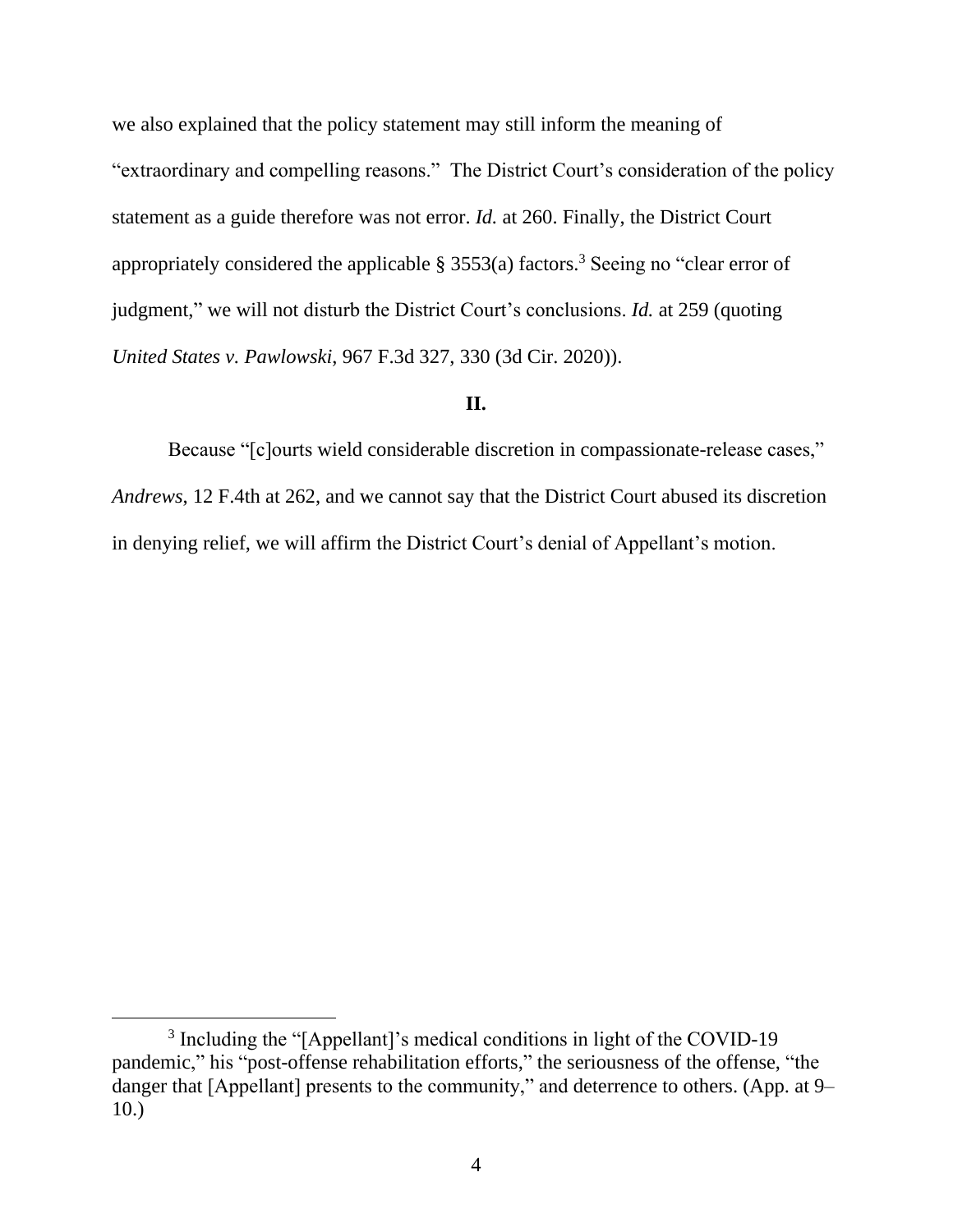we also explained that the policy statement may still inform the meaning of "extraordinary and compelling reasons." The District Court's consideration of the policy statement as a guide therefore was not error. *Id.* at 260. Finally, the District Court appropriately considered the applicable § 3553(a) factors.[3] Seeing no "clear error of judgment," we will not disturb the District Court's conclusions. *Id.* at 259 (quoting *United States v. Pawlowski*, 967 F.3d 327, 330 (3d Cir. 2020)).

## II.

Because "[c]ourts wield considerable discretion in compassionate-release cases," *Andrews*, 12 F.4th at 262, and we cannot say that the District Court abused its discretion in denying relief, we will affirm the District Court's denial of Appellant's motion.

---

[3] Including the "[Appellant]'s medical conditions in light of the COVID-19 pandemic," his "post-offense rehabilitation efforts," the seriousness of the offense, "the danger that [Appellant] presents to the community," and deterrence to others. (App. at 9–10.)